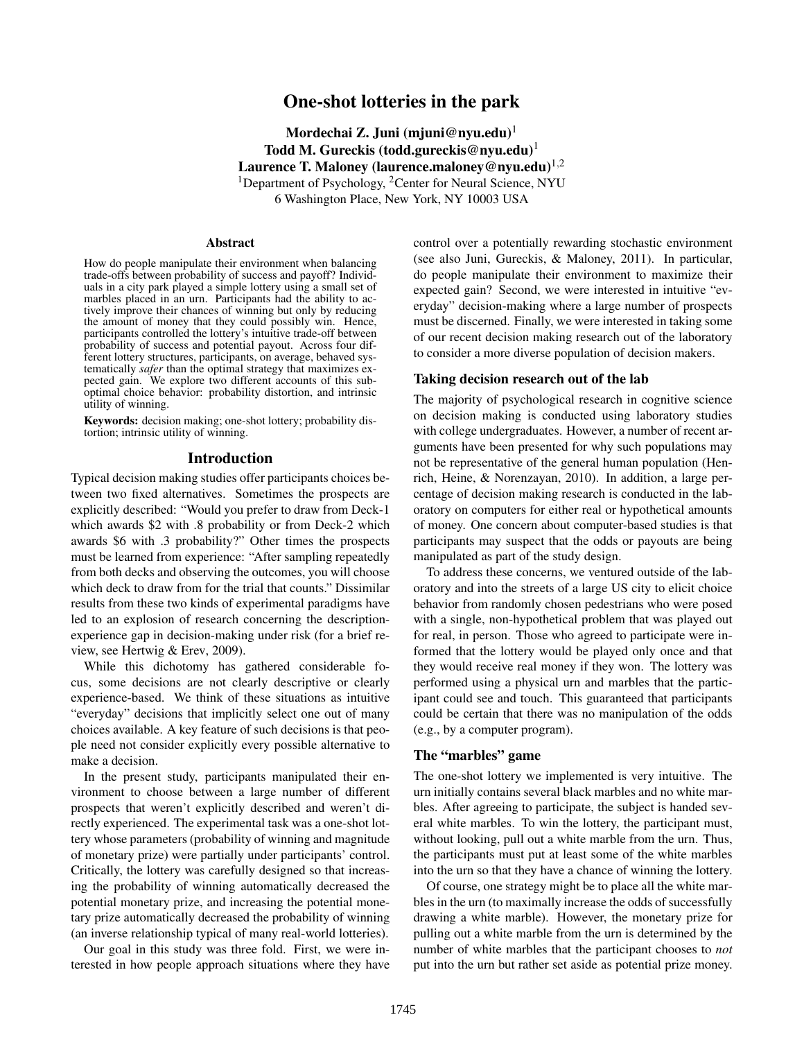# One-shot lotteries in the park

**Mordechai Z. Juni (mjuni@nyu.edu)**[1]
**Todd M. Gureckis (todd.gureckis@nyu.edu)**[1]
**Laurence T. Maloney (laurence.maloney@nyu.edu)**[1,2]
[1]Department of Psychology, [2]Center for Neural Science, NYU
6 Washington Place, New York, NY 10003 USA

## Abstract

How do people manipulate their environment when balancing trade-offs between probability of success and payoff? Individuals in a city park played a simple lottery using a small set of marbles placed in an urn. Participants had the ability to actively improve their chances of winning but only by reducing the amount of money that they could possibly win. Hence, participants controlled the lottery's intuitive trade-off between probability of success and potential payout. Across four different lottery structures, participants, on average, behaved systematically *safer* than the optimal strategy that maximizes expected gain. We explore two different accounts of this sub-optimal choice behavior: probability distortion, and intrinsic utility of winning.

**Keywords:** decision making; one-shot lottery; probability distortion; intrinsic utility of winning.

## Introduction

Typical decision making studies offer participants choices between two fixed alternatives. Sometimes the prospects are explicitly described: "Would you prefer to draw from Deck-1 which awards \$2 with .8 probability or from Deck-2 which awards \$6 with .3 probability?" Other times the prospects must be learned from experience: "After sampling repeatedly from both decks and observing the outcomes, you will choose which deck to draw from for the trial that counts." Dissimilar results from these two kinds of experimental paradigms have led to an explosion of research concerning the description-experience gap in decision-making under risk (for a brief review, see Hertwig & Erev, 2009).

While this dichotomy has gathered considerable focus, some decisions are not clearly descriptive or clearly experience-based. We think of these situations as intuitive "everyday" decisions that implicitly select one out of many choices available. A key feature of such decisions is that people need not consider explicitly every possible alternative to make a decision.

In the present study, participants manipulated their environment to choose between a large number of different prospects that weren't explicitly described and weren't directly experienced. The experimental task was a one-shot lottery whose parameters (probability of winning and magnitude of monetary prize) were partially under participants' control. Critically, the lottery was carefully designed so that increasing the probability of winning automatically decreased the potential monetary prize, and increasing the potential monetary prize automatically decreased the probability of winning (an inverse relationship typical of many real-world lotteries).

Our goal in this study was three fold. First, we were interested in how people approach situations where they have control over a potentially rewarding stochastic environment (see also Juni, Gureckis, & Maloney, 2011). In particular, do people manipulate their environment to maximize their expected gain? Second, we were interested in intuitive "everyday" decision-making where a large number of prospects must be discerned. Finally, we were interested in taking some of our recent decision making research out of the laboratory to consider a more diverse population of decision makers.

### Taking decision research out of the lab

The majority of psychological research in cognitive science on decision making is conducted using laboratory studies with college undergraduates. However, a number of recent arguments have been presented for why such populations may not be representative of the general human population (Henrich, Heine, & Norenzayan, 2010). In addition, a large percentage of decision making research is conducted in the laboratory on computers for either real or hypothetical amounts of money. One concern about computer-based studies is that participants may suspect that the odds or payouts are being manipulated as part of the study design.

To address these concerns, we ventured outside of the laboratory and into the streets of a large US city to elicit choice behavior from randomly chosen pedestrians who were posed with a single, non-hypothetical problem that was played out for real, in person. Those who agreed to participate were informed that the lottery would be played only once and that they would receive real money if they won. The lottery was performed using a physical urn and marbles that the participant could see and touch. This guaranteed that participants could be certain that there was no manipulation of the odds (e.g., by a computer program).

### The "marbles" game

The one-shot lottery we implemented is very intuitive. The urn initially contains several black marbles and no white marbles. After agreeing to participate, the subject is handed several white marbles. To win the lottery, the participant must, without looking, pull out a white marble from the urn. Thus, the participants must put at least some of the white marbles into the urn so that they have a chance of winning the lottery.

Of course, one strategy might be to place all the white marbles in the urn (to maximally increase the odds of successfully drawing a white marble). However, the monetary prize for pulling out a white marble from the urn is determined by the number of white marbles that the participant chooses to *not* put into the urn but rather set aside as potential prize money.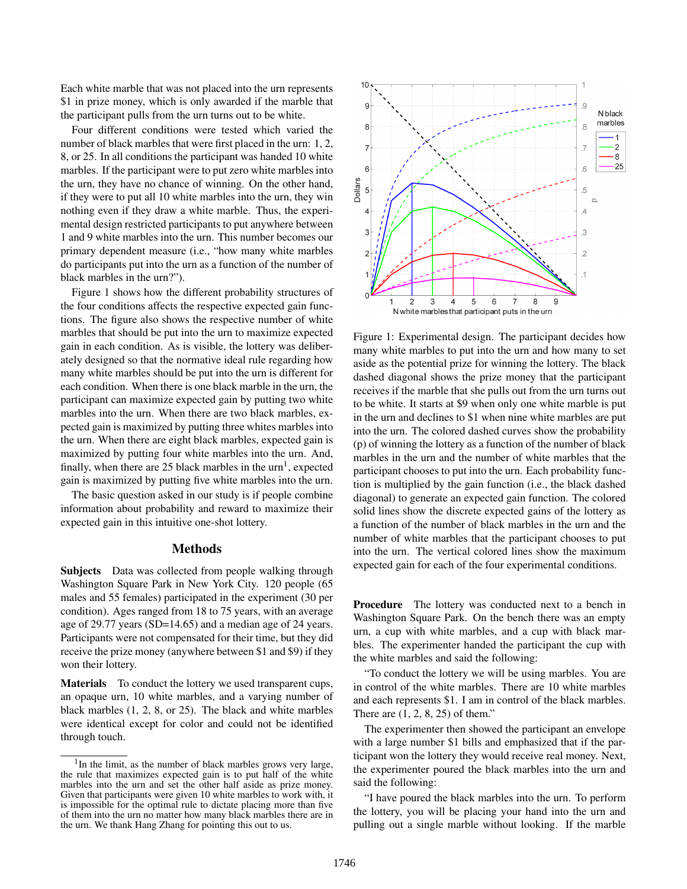Each white marble that was not placed into the urn represents $1 in prize money, which is only awarded if the marble that the participant pulls from the urn turns out to be white.

Four different conditions were tested which varied the number of black marbles that were first placed in the urn: 1, 2, 8, or 25. In all conditions the participant was handed 10 white marbles. If the participant were to put zero white marbles into the urn, they have no chance of winning. On the other hand, if they were to put all 10 white marbles into the urn, they win nothing even if they draw a white marble. Thus, the experimental design restricted participants to put anywhere between 1 and 9 white marbles into the urn. This number becomes our primary dependent measure (i.e., "how many white marbles do participants put into the urn as a function of the number of black marbles in the urn?").

Figure 1 shows how the different probability structures of the four conditions affects the respective expected gain functions. The figure also shows the respective number of white marbles that should be put into the urn to maximize expected gain in each condition. As is visible, the lottery was deliberately designed so that the normative ideal rule regarding how many white marbles should be put into the urn is different for each condition. When there is one black marble in the urn, the participant can maximize expected gain by putting two white marbles into the urn. When there are two black marbles, expected gain is maximized by putting three whites marbles into the urn. When there are eight black marbles, expected gain is maximized by putting four white marbles into the urn. And, finally, when there are 25 black marbles in the urn[1], expected gain is maximized by putting five white marbles into the urn.

The basic question asked in our study is if people combine information about probability and reward to maximize their expected gain in this intuitive one-shot lottery.

Figure 1: Experimental design. The participant decides how many white marbles to put into the urn and how many to set aside as the potential prize for winning the lottery. The black dashed diagonal shows the prize money that the participant receives if the marble that she pulls out from the urn turns out to be white. It starts at $9 when only one white marble is put in the urn and declines to $1 when nine white marbles are put into the urn. The colored dashed curves show the probability (p) of winning the lottery as a function of the number of black marbles in the urn and the number of white marbles that the participant chooses to put into the urn. Each probability function is multiplied by the gain function (i.e., the black dashed diagonal) to generate an expected gain function. The colored solid lines show the discrete expected gains of the lottery as a function of the number of black marbles in the urn and the number of white marbles that the participant chooses to put into the urn. The vertical colored lines show the maximum expected gain for each of the four experimental conditions.

## Methods

**Subjects** Data was collected from people walking through Washington Square Park in New York City. 120 people (65 males and 55 females) participated in the experiment (30 per condition). Ages ranged from 18 to 75 years, with an average age of 29.77 years (SD=14.65) and a median age of 24 years. Participants were not compensated for their time, but they did receive the prize money (anywhere between $1 and $9) if they won their lottery.

**Materials** To conduct the lottery we used transparent cups, an opaque urn, 10 white marbles, and a varying number of black marbles (1, 2, 8, or 25). The black and white marbles were identical except for color and could not be identified through touch.

**Procedure** The lottery was conducted next to a bench in Washington Square Park. On the bench there was an empty urn, a cup with white marbles, and a cup with black marbles. The experimenter handed the participant the cup with the white marbles and said the following:

"To conduct the lottery we will be using marbles. You are in control of the white marbles. There are 10 white marbles and each represents $1. I am in control of the black marbles. There are (1, 2, 8, 25) of them."

The experimenter then showed the participant an envelope with a large number $1 bills and emphasized that if the participant won the lottery they would receive real money. Next, the experimenter poured the black marbles into the urn and said the following:

"I have poured the black marbles into the urn. To perform the lottery, you will be placing your hand into the urn and pulling out a single marble without looking. If the marble

[1] In the limit, as the number of black marbles grows very large, the rule that maximizes expected gain is to put half of the white marbles into the urn and set the other half aside as prize money. Given that participants were given 10 white marbles to work with, it is impossible for the optimal rule to dictate placing more than five of them into the urn no matter how many black marbles there are in the urn. We thank Hang Zhang for pointing this out to us.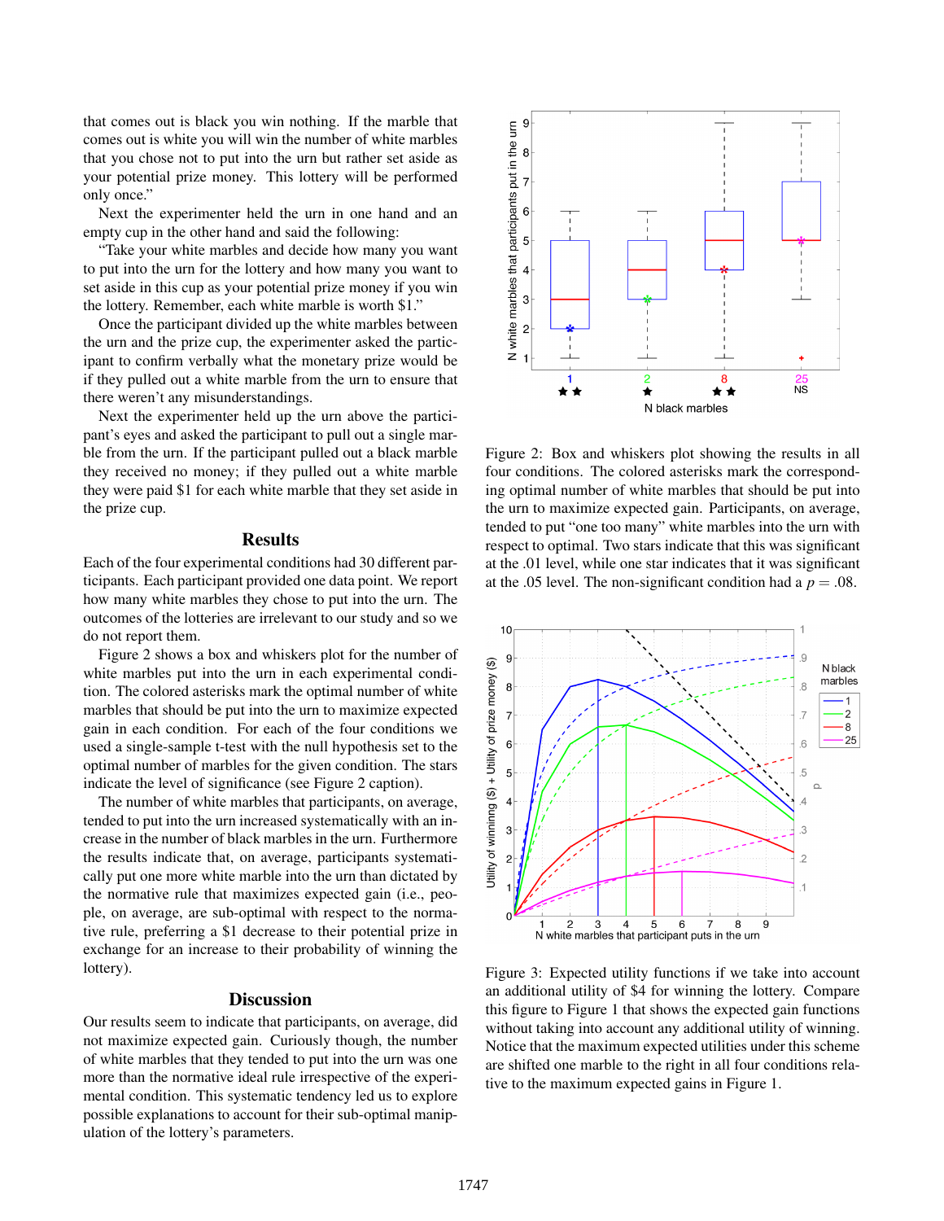that comes out is black you win nothing. If the marble that comes out is white you will win the number of white marbles that you chose not to put into the urn but rather set aside as your potential prize money. This lottery will be performed only once."

Next the experimenter held the urn in one hand and an empty cup in the other hand and said the following:

"Take your white marbles and decide how many you want to put into the urn for the lottery and how many you want to set aside in this cup as your potential prize money if you win the lottery. Remember, each white marble is worth $1."

Once the participant divided up the white marbles between the urn and the prize cup, the experimenter asked the participant to confirm verbally what the monetary prize would be if they pulled out a white marble from the urn to ensure that there weren't any misunderstandings.

Next the experimenter held up the urn above the participant's eyes and asked the participant to pull out a single marble from the urn. If the participant pulled out a black marble they received no money; if they pulled out a white marble they were paid $1 for each white marble that they set aside in the prize cup.

## Results

Each of the four experimental conditions had 30 different participants. Each participant provided one data point. We report how many white marbles they chose to put into the urn. The outcomes of the lotteries are irrelevant to our study and so we do not report them.

Figure 2 shows a box and whiskers plot for the number of white marbles put into the urn in each experimental condition. The colored asterisks mark the optimal number of white marbles that should be put into the urn to maximize expected gain in each condition. For each of the four conditions we used a single-sample t-test with the null hypothesis set to the optimal number of marbles for the given condition. The stars indicate the level of significance (see Figure 2 caption).

The number of white marbles that participants, on average, tended to put into the urn increased systematically with an increase in the number of black marbles in the urn. Furthermore the results indicate that, on average, participants systematically put one more white marble into the urn than dictated by the normative rule that maximizes expected gain (i.e., people, on average, are sub-optimal with respect to the normative rule, preferring a $1 decrease to their potential prize in exchange for an increase to their probability of winning the lottery).

## Discussion

Our results seem to indicate that participants, on average, did not maximize expected gain. Curiously though, the number of white marbles that they tended to put into the urn was one more than the normative ideal rule irrespective of the experimental condition. This systematic tendency led us to explore possible explanations to account for their sub-optimal manipulation of the lottery's parameters.

Figure 2: Box and whiskers plot showing the results in all four conditions. The colored asterisks mark the corresponding optimal number of white marbles that should be put into the urn to maximize expected gain. Participants, on average, tended to put "one too many" white marbles into the urn with respect to optimal. Two stars indicate that this was significant at the .01 level, while one star indicates that it was significant at the .05 level. The non-significant condition had a $p = .08$.

Figure 3: Expected utility functions if we take into account an additional utility of $4 for winning the lottery. Compare this figure to Figure 1 that shows the expected gain functions without taking into account any additional utility of winning. Notice that the maximum expected utilities under this scheme are shifted one marble to the right in all four conditions relative to the maximum expected gains in Figure 1.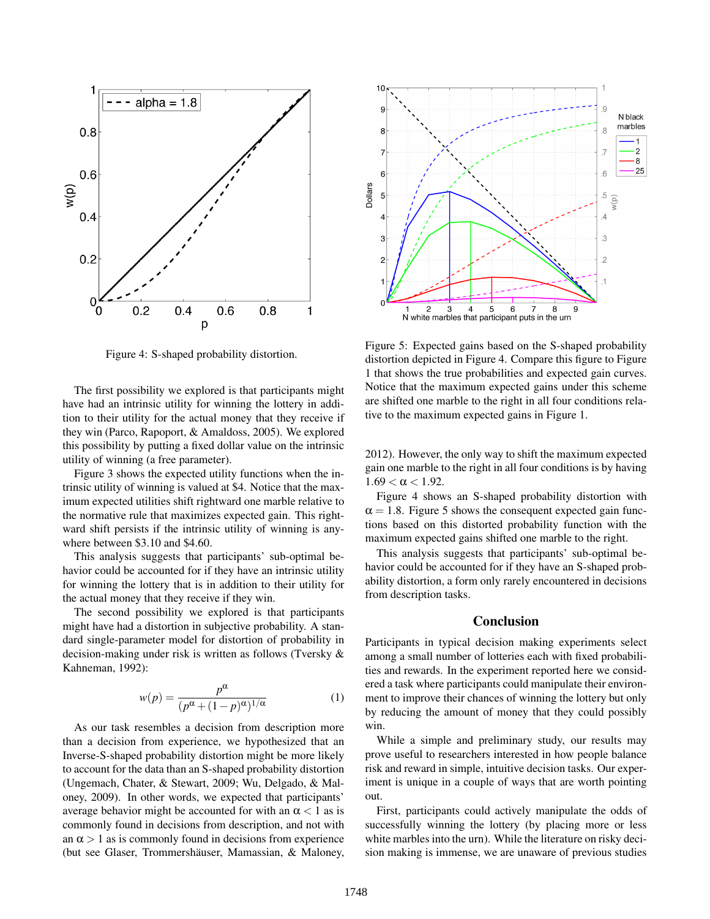Figure 4: S-shaped probability distortion.

Figure 5: Expected gains based on the S-shaped probability distortion depicted in Figure 4. Compare this figure to Figure 1 that shows the true probabilities and expected gain curves. Notice that the maximum expected gains under this scheme are shifted one marble to the right in all four conditions relative to the maximum expected gains in Figure 1.

The first possibility we explored is that participants might have had an intrinsic utility for winning the lottery in addition to their utility for the actual money that they receive if they win (Parco, Rapoport, & Amaldoss, 2005). We explored this possibility by putting a fixed dollar value on the intrinsic utility of winning (a free parameter).

Figure 3 shows the expected utility functions when the intrinsic utility of winning is valued at \$4. Notice that the maximum expected utilities shift rightward one marble relative to the normative rule that maximizes expected gain. This rightward shift persists if the intrinsic utility of winning is anywhere between \$3.10 and \$4.60.

This analysis suggests that participants' sub-optimal behavior could be accounted for if they have an intrinsic utility for winning the lottery that is in addition to their utility for the actual money that they receive if they win.

The second possibility we explored is that participants might have had a distortion in subjective probability. A standard single-parameter model for distortion of probability in decision-making under risk is written as follows (Tversky & Kahneman, 1992):

$$w(p) = \frac{p^{\alpha}}{(p^{\alpha} + (1-p)^{\alpha})^{1/\alpha}} \quad (1)$$

As our task resembles a decision from description more than a decision from experience, we hypothesized that an Inverse-S-shaped probability distortion might be more likely to account for the data than an S-shaped probability distortion (Ungemach, Chater, & Stewart, 2009; Wu, Delgado, & Maloney, 2009). In other words, we expected that participants' average behavior might be accounted for with an $\alpha < 1$ as is commonly found in decisions from description, and not with an $\alpha > 1$ as is commonly found in decisions from experience (but see Glaser, Trommershäuser, Mamassian, & Maloney, 2012). However, the only way to shift the maximum expected gain one marble to the right in all four conditions is by having $1.69 < \alpha < 1.92$.

Figure 4 shows an S-shaped probability distortion with $\alpha = 1.8$. Figure 5 shows the consequent expected gain functions based on this distorted probability function with the maximum expected gains shifted one marble to the right.

This analysis suggests that participants' sub-optimal behavior could be accounted for if they have an S-shaped probability distortion, a form only rarely encountered in decisions from description tasks.

## Conclusion

Participants in typical decision making experiments select among a small number of lotteries each with fixed probabilities and rewards. In the experiment reported here we considered a task where participants could manipulate their environment to improve their chances of winning the lottery but only by reducing the amount of money that they could possibly win.

While a simple and preliminary study, our results may prove useful to researchers interested in how people balance risk and reward in simple, intuitive decision tasks. Our experiment is unique in a couple of ways that are worth pointing out.

First, participants could actively manipulate the odds of successfully winning the lottery (by placing more or less white marbles into the urn). While the literature on risky decision making is immense, we are unaware of previous studies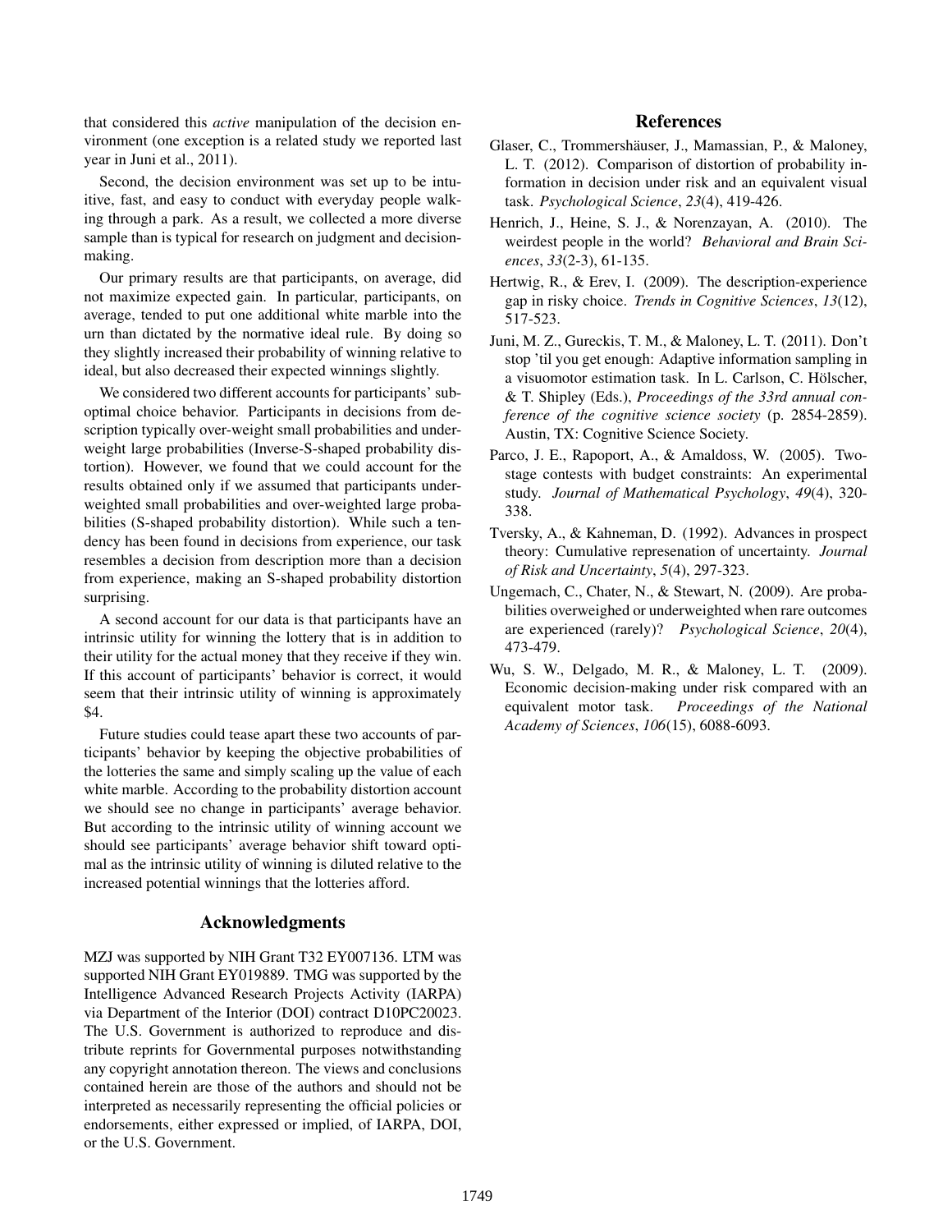that considered this *active* manipulation of the decision environment (one exception is a related study we reported last year in Juni et al., 2011).

Second, the decision environment was set up to be intuitive, fast, and easy to conduct with everyday people walking through a park. As a result, we collected a more diverse sample than is typical for research on judgment and decision-making.

Our primary results are that participants, on average, did not maximize expected gain. In particular, participants, on average, tended to put one additional white marble into the urn than dictated by the normative ideal rule. By doing so they slightly increased their probability of winning relative to ideal, but also decreased their expected winnings slightly.

We considered two different accounts for participants' sub-optimal choice behavior. Participants in decisions from description typically over-weight small probabilities and under-weight large probabilities (Inverse-S-shaped probability distortion). However, we found that we could account for the results obtained only if we assumed that participants under-weighted small probabilities and over-weighted large probabilities (S-shaped probability distortion). While such a tendency has been found in decisions from experience, our task resembles a decision from description more than a decision from experience, making an S-shaped probability distortion surprising.

A second account for our data is that participants have an intrinsic utility for winning the lottery that is in addition to their utility for the actual money that they receive if they win. If this account of participants' behavior is correct, it would seem that their intrinsic utility of winning is approximately $4.

Future studies could tease apart these two accounts of participants' behavior by keeping the objective probabilities of the lotteries the same and simply scaling up the value of each white marble. According to the probability distortion account we should see no change in participants' average behavior. But according to the intrinsic utility of winning account we should see participants' average behavior shift toward optimal as the intrinsic utility of winning is diluted relative to the increased potential winnings that the lotteries afford.

## Acknowledgments

MZJ was supported by NIH Grant T32 EY007136. LTM was supported NIH Grant EY019889. TMG was supported by the Intelligence Advanced Research Projects Activity (IARPA) via Department of the Interior (DOI) contract D10PC20023. The U.S. Government is authorized to reproduce and distribute reprints for Governmental purposes notwithstanding any copyright annotation thereon. The views and conclusions contained herein are those of the authors and should not be interpreted as necessarily representing the official policies or endorsements, either expressed or implied, of IARPA, DOI, or the U.S. Government.

## References

Glaser, C., Trommershäuser, J., Mamassian, P., & Maloney, L. T. (2012). Comparison of distortion of probability information in decision under risk and an equivalent visual task. *Psychological Science*, *23*(4), 419-426.

Henrich, J., Heine, S. J., & Norenzayan, A. (2010). The weirdest people in the world? *Behavioral and Brain Sciences*, *33*(2-3), 61-135.

Hertwig, R., & Erev, I. (2009). The description-experience gap in risky choice. *Trends in Cognitive Sciences*, *13*(12), 517-523.

Juni, M. Z., Gureckis, T. M., & Maloney, L. T. (2011). Don't stop 'til you get enough: Adaptive information sampling in a visuomotor estimation task. In L. Carlson, C. Hölscher, & T. Shipley (Eds.), *Proceedings of the 33rd annual conference of the cognitive science society* (p. 2854-2859). Austin, TX: Cognitive Science Society.

Parco, J. E., Rapoport, A., & Amaldoss, W. (2005). Two-stage contests with budget constraints: An experimental study. *Journal of Mathematical Psychology*, *49*(4), 320-338.

Tversky, A., & Kahneman, D. (1992). Advances in prospect theory: Cumulative represenation of uncertainty. *Journal of Risk and Uncertainty*, *5*(4), 297-323.

Ungemach, C., Chater, N., & Stewart, N. (2009). Are probabilities overweighed or underweighted when rare outcomes are experienced (rarely)? *Psychological Science*, *20*(4), 473-479.

Wu, S. W., Delgado, M. R., & Maloney, L. T. (2009). Economic decision-making under risk compared with an equivalent motor task. *Proceedings of the National Academy of Sciences*, *106*(15), 6088-6093.